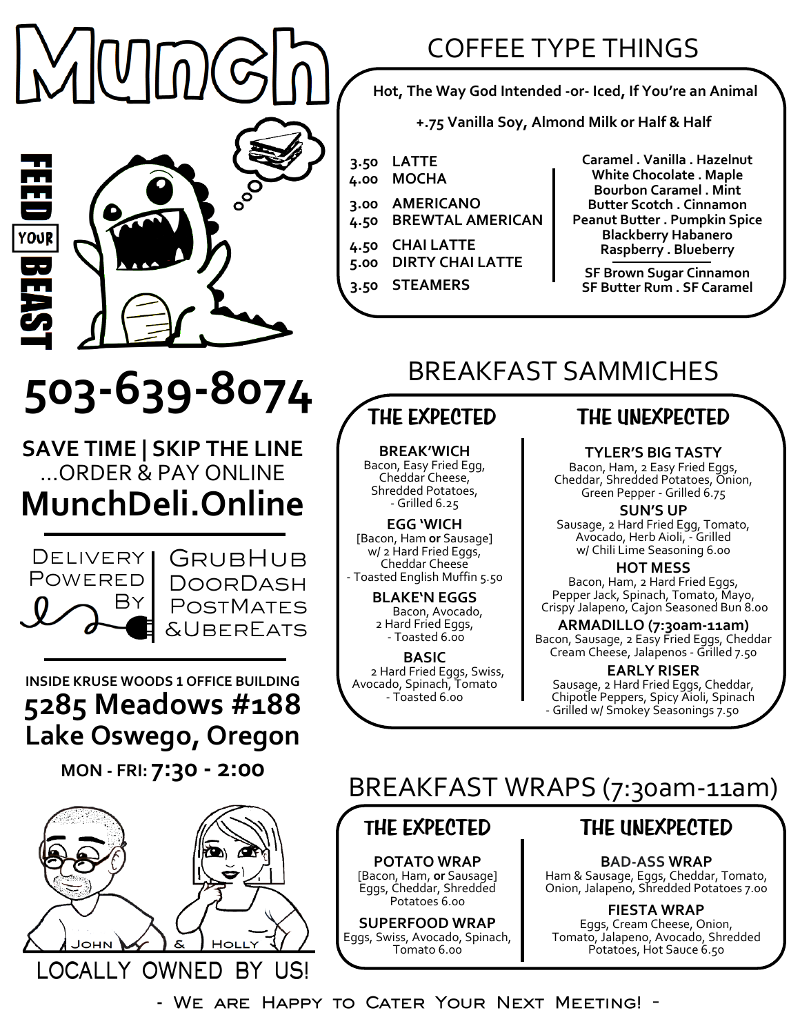# Munch

FEED YOUR BEAST

## 503-639-8074

**SAVE TIME | SKIP THE LINE**
...ORDER & PAY ONLINE
**MunchDeli.Online**

Delivery Powered By: GrubHub, DoorDash, PostMates & UberEats

**INSIDE KRUSE WOODS 1 OFFICE BUILDING**
**5285 Meadows #188**
**Lake Oswego, Oregon**

**MON - FRI: 7:30 - 2:00**

John & Holly

LOCALLY OWNED BY US!

## COFFEE TYPE THINGS

**Hot, The Way God Intended -or- Iced, If You're an Animal**

**+.75 Vanilla Soy, Almond Milk or Half & Half**

- 3.50 **LATTE**
- 4.00 **MOCHA**
- 3.00 **AMERICANO**
- 4.50 **BREWTAL AMERICAN**
- 4.50 **CHAI LATTE**
- 5.00 **DIRTY CHAI LATTE**
- 3.50 **STEAMERS**

**Caramel . Vanilla . Hazelnut**
**White Chocolate . Maple**
**Bourbon Caramel . Mint**
**Butter Scotch . Cinnamon**
**Peanut Butter . Pumpkin Spice**
**Blackberry Habanero**
**Raspberry . Blueberry**

**SF Brown Sugar Cinnamon**
**SF Butter Rum . SF Caramel**

## BREAKFAST SAMMICHES

### THE EXPECTED

**BREAK'WICH**
Bacon, Easy Fried Egg, Cheddar Cheese, Shredded Potatoes, - Grilled 6.25

**EGG 'WICH**
[Bacon, Ham **or** Sausage] w/ 2 Hard Fried Eggs, Cheddar Cheese - Toasted English Muffin 5.50

**BLAKE'N EGGS**
Bacon, Avocado, 2 Hard Fried Eggs, - Toasted 6.00

**BASIC**
2 Hard Fried Eggs, Swiss, Avocado, Spinach, Tomato - Toasted 6.00

### THE UNEXPECTED

**TYLER'S BIG TASTY**
Bacon, Ham, 2 Easy Fried Eggs, Cheddar, Shredded Potatoes, Onion, Green Pepper - Grilled 6.75

**SUN'S UP**
Sausage, 2 Hard Fried Egg, Tomato, Avocado, Herb Aioli, - Grilled w/ Chili Lime Seasoning 6.00

**HOT MESS**
Bacon, Ham, 2 Hard Fried Eggs, Pepper Jack, Spinach, Tomato, Mayo, Crispy Jalapeno, Cajon Seasoned Bun 8.00

**ARMADILLO (7:30am-11am)**
Bacon, Sausage, 2 Easy Fried Eggs, Cheddar Cream Cheese, Jalapenos - Grilled 7.50

**EARLY RISER**
Sausage, 2 Hard Fried Eggs, Cheddar, Chipotle Peppers, Spicy Aioli, Spinach - Grilled w/ Smokey Seasonings 7.50

## BREAKFAST WRAPS (7:30am-11am)

### THE EXPECTED

**POTATO WRAP**
[Bacon, Ham, **or** Sausage] Eggs, Cheddar, Shredded Potatoes 6.00

**SUPERFOOD WRAP**
Eggs, Swiss, Avocado, Spinach, Tomato 6.00

### THE UNEXPECTED

**BAD-ASS WRAP**
Ham & Sausage, Eggs, Cheddar, Tomato, Onion, Jalapeno, Shredded Potatoes 7.00

**FIESTA WRAP**
Eggs, Cream Cheese, Onion, Tomato, Jalapeno, Avocado, Shredded Potatoes, Hot Sauce 6.50

- We are Happy to Cater Your Next Meeting! -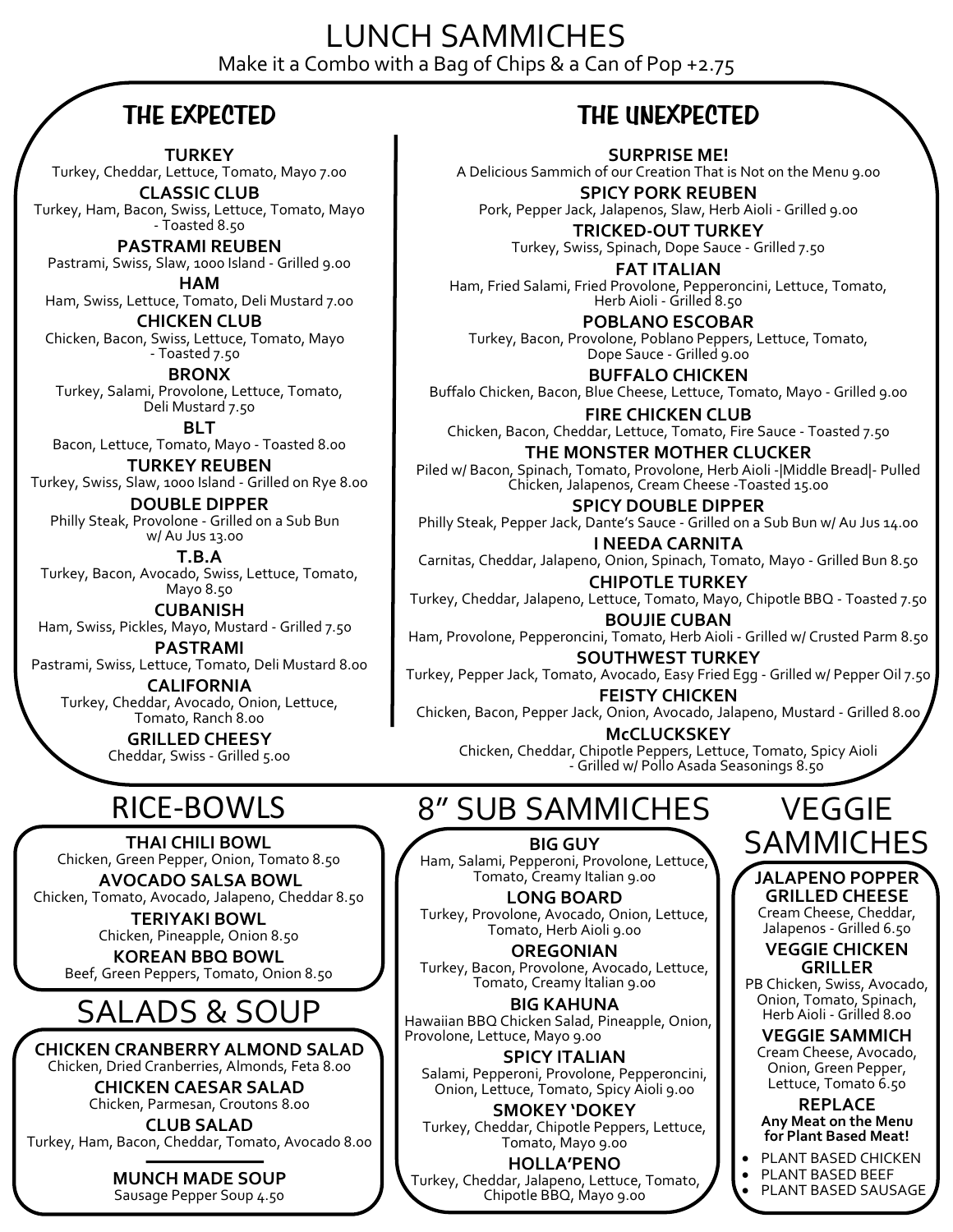# LUNCH SAMMICHES

Make it a Combo with a Bag of Chips & a Can of Pop +2.75

## THE EXPECTED

**TURKEY**
Turkey, Cheddar, Lettuce, Tomato, Mayo 7.00

**CLASSIC CLUB**
Turkey, Ham, Bacon, Swiss, Lettuce, Tomato, Mayo - Toasted 8.50

**PASTRAMI REUBEN**
Pastrami, Swiss, Slaw, 1000 Island - Grilled 9.00

**HAM**
Ham, Swiss, Lettuce, Tomato, Deli Mustard 7.00

**CHICKEN CLUB**
Chicken, Bacon, Swiss, Lettuce, Tomato, Mayo - Toasted 7.50

**BRONX**
Turkey, Salami, Provolone, Lettuce, Tomato, Deli Mustard 7.50

**BLT**
Bacon, Lettuce, Tomato, Mayo - Toasted 8.00

**TURKEY REUBEN**
Turkey, Swiss, Slaw, 1000 Island - Grilled on Rye 8.00

**DOUBLE DIPPER**
Philly Steak, Provolone - Grilled on a Sub Bun w/ Au Jus 13.00

**T.B.A**
Turkey, Bacon, Avocado, Swiss, Lettuce, Tomato, Mayo 8.50

**CUBANISH**
Ham, Swiss, Pickles, Mayo, Mustard - Grilled 7.50

**PASTRAMI**
Pastrami, Swiss, Lettuce, Tomato, Deli Mustard 8.00

**CALIFORNIA**
Turkey, Cheddar, Avocado, Onion, Lettuce, Tomato, Ranch 8.00

**GRILLED CHEESY**
Cheddar, Swiss - Grilled 5.00

## THE UNEXPECTED

**SURPRISE ME!**
A Delicious Sammich of our Creation That is Not on the Menu 9.00

**SPICY PORK REUBEN**
Pork, Pepper Jack, Jalapenos, Slaw, Herb Aioli - Grilled 9.00

**TRICKED-OUT TURKEY**
Turkey, Swiss, Spinach, Dope Sauce - Grilled 7.50

**FAT ITALIAN**
Ham, Fried Salami, Fried Provolone, Pepperoncini, Lettuce, Tomato, Herb Aioli - Grilled 8.50

**POBLANO ESCOBAR**
Turkey, Bacon, Provolone, Poblano Peppers, Lettuce, Tomato, Dope Sauce - Grilled 9.00

**BUFFALO CHICKEN**
Buffalo Chicken, Bacon, Blue Cheese, Lettuce, Tomato, Mayo - Grilled 9.00

**FIRE CHICKEN CLUB**
Chicken, Bacon, Cheddar, Lettuce, Tomato, Fire Sauce - Toasted 7.50

**THE MONSTER MOTHER CLUCKER**
Piled w/ Bacon, Spinach, Tomato, Provolone, Herb Aioli -|Middle Bread|- Pulled Chicken, Jalapenos, Cream Cheese -Toasted 15.00

**SPICY DOUBLE DIPPER**
Philly Steak, Pepper Jack, Dante's Sauce - Grilled on a Sub Bun w/ Au Jus 14.00

**I NEEDA CARNITA**
Carnitas, Cheddar, Jalapeno, Onion, Spinach, Tomato, Mayo - Grilled Bun 8.50

**CHIPOTLE TURKEY**
Turkey, Cheddar, Jalapeno, Lettuce, Tomato, Mayo, Chipotle BBQ - Toasted 7.50

**BOUJIE CUBAN**
Ham, Provolone, Pepperoncini, Tomato, Herb Aioli - Grilled w/ Crusted Parm 8.50

**SOUTHWEST TURKEY**
Turkey, Pepper Jack, Tomato, Avocado, Easy Fried Egg - Grilled w/ Pepper Oil 7.50

**FEISTY CHICKEN**
Chicken, Bacon, Pepper Jack, Onion, Avocado, Jalapeno, Mustard - Grilled 8.00

**McCLUCKSKEY**
Chicken, Cheddar, Chipotle Peppers, Lettuce, Tomato, Spicy Aioli - Grilled w/ Pollo Asada Seasonings 8.50

# RICE-BOWLS

**THAI CHILI BOWL**
Chicken, Green Pepper, Onion, Tomato 8.50

**AVOCADO SALSA BOWL**
Chicken, Tomato, Avocado, Jalapeno, Cheddar 8.50

**TERIYAKI BOWL**
Chicken, Pineapple, Onion 8.50

**KOREAN BBQ BOWL**
Beef, Green Peppers, Tomato, Onion 8.50

# SALADS & SOUP

**CHICKEN CRANBERRY ALMOND SALAD**
Chicken, Dried Cranberries, Almonds, Feta 8.00

**CHICKEN CAESAR SALAD**
Chicken, Parmesan, Croutons 8.00

**CLUB SALAD**
Turkey, Ham, Bacon, Cheddar, Tomato, Avocado 8.00

---

**MUNCH MADE SOUP**
Sausage Pepper Soup 4.50

# 8" SUB SAMMICHES

**BIG GUY**
Ham, Salami, Pepperoni, Provolone, Lettuce, Tomato, Creamy Italian 9.00

**LONG BOARD**
Turkey, Provolone, Avocado, Onion, Lettuce, Tomato, Herb Aioli 9.00

**OREGONIAN**
Turkey, Bacon, Provolone, Avocado, Lettuce, Tomato, Creamy Italian 9.00

**BIG KAHUNA**
Hawaiian BBQ Chicken Salad, Pineapple, Onion, Provolone, Lettuce, Mayo 9.00

**SPICY ITALIAN**
Salami, Pepperoni, Provolone, Pepperoncini, Onion, Lettuce, Tomato, Spicy Aioli 9.00

**SMOKEY 'DOKEY**
Turkey, Cheddar, Chipotle Peppers, Lettuce, Tomato, Mayo 9.00

**HOLLA'PENO**
Turkey, Cheddar, Jalapeno, Lettuce, Tomato, Chipotle BBQ, Mayo 9.00

# VEGGIE SAMMICHES

**JALAPENO POPPER GRILLED CHEESE**
Cream Cheese, Cheddar, Jalapenos - Grilled 6.50

**VEGGIE CHICKEN GRILLER**
PB Chicken, Swiss, Avocado, Onion, Tomato, Spinach, Herb Aioli - Grilled 8.00

**VEGGIE SAMMICH**
Cream Cheese, Avocado, Onion, Green Pepper, Lettuce, Tomato 6.50

**REPLACE**
**Any Meat on the Menu for Plant Based Meat!**

- PLANT BASED CHICKEN
- PLANT BASED BEEF
- PLANT BASED SAUSAGE